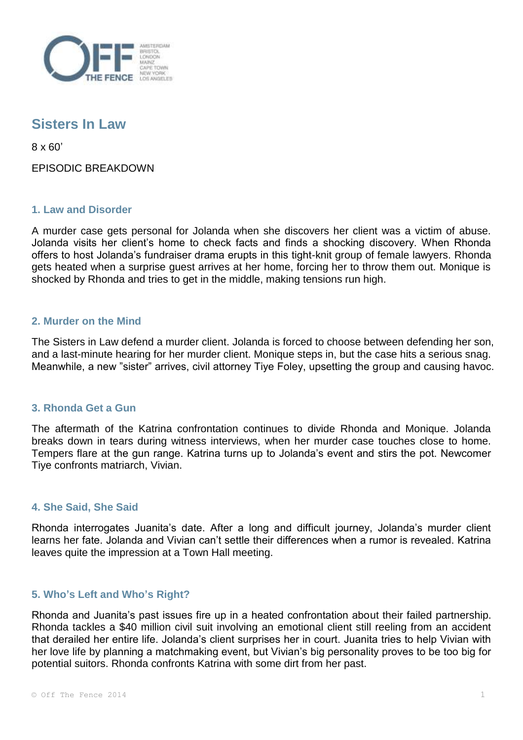# Sisters In Law

8 x 60'

EPISODIC BREAKDOWN

## 1. Law and Disorder

A murder case gets personal for Jolanda when she discovers her client was a victim of abuse. Jolanda visits her client's home to check facts and finds a shocking discovery. When Rhonda offers to host Jolanda's fundraiser drama erupts in this tight-knit group of female lawyers. Rhonda gets heated when a surprise guest arrives at her home, forcing her to throw them out. Monique is shocked by Rhonda and tries to get in the middle, making tensions run high.

## 2. Murder on the Mind

The Sisters in Law defend a murder client. Jolanda is forced to choose between defending her son, and a last-minute hearing for her murder client. Monique steps in, but the case hits a serious snag. Meanwhile, a new "sister" arrives, civil attorney Tiye Foley, upsetting the group and causing havoc.

## 3. Rhonda Get a Gun

The aftermath of the Katrina confrontation continues to divide Rhonda and Monique. Jolanda breaks down in tears during witness interviews, when her murder case touches close to home. Tempers flare at the gun range. Katrina turns up to Jolanda's event and stirs the pot. Newcomer Tiye confronts matriarch, Vivian.

## 4. She Said, She Said

Rhonda interrogates Juanita's date. After a long and difficult journey, Jolanda's murder client learns her fate. Jolanda and Vivian can't settle their differences when a rumor is revealed. Katrina leaves quite the impression at a Town Hall meeting.

## 5. Who's Left and Who's Right?

Rhonda and Juanita's past issues fire up in a heated confrontation about their failed partnership. Rhonda tackles a $40 million civil suit involving an emotional client still reeling from an accident that derailed her entire life. Jolanda's client surprises her in court. Juanita tries to help Vivian with her love life by planning a matchmaking event, but Vivian's big personality proves to be too big for potential suitors. Rhonda confronts Katrina with some dirt from her past.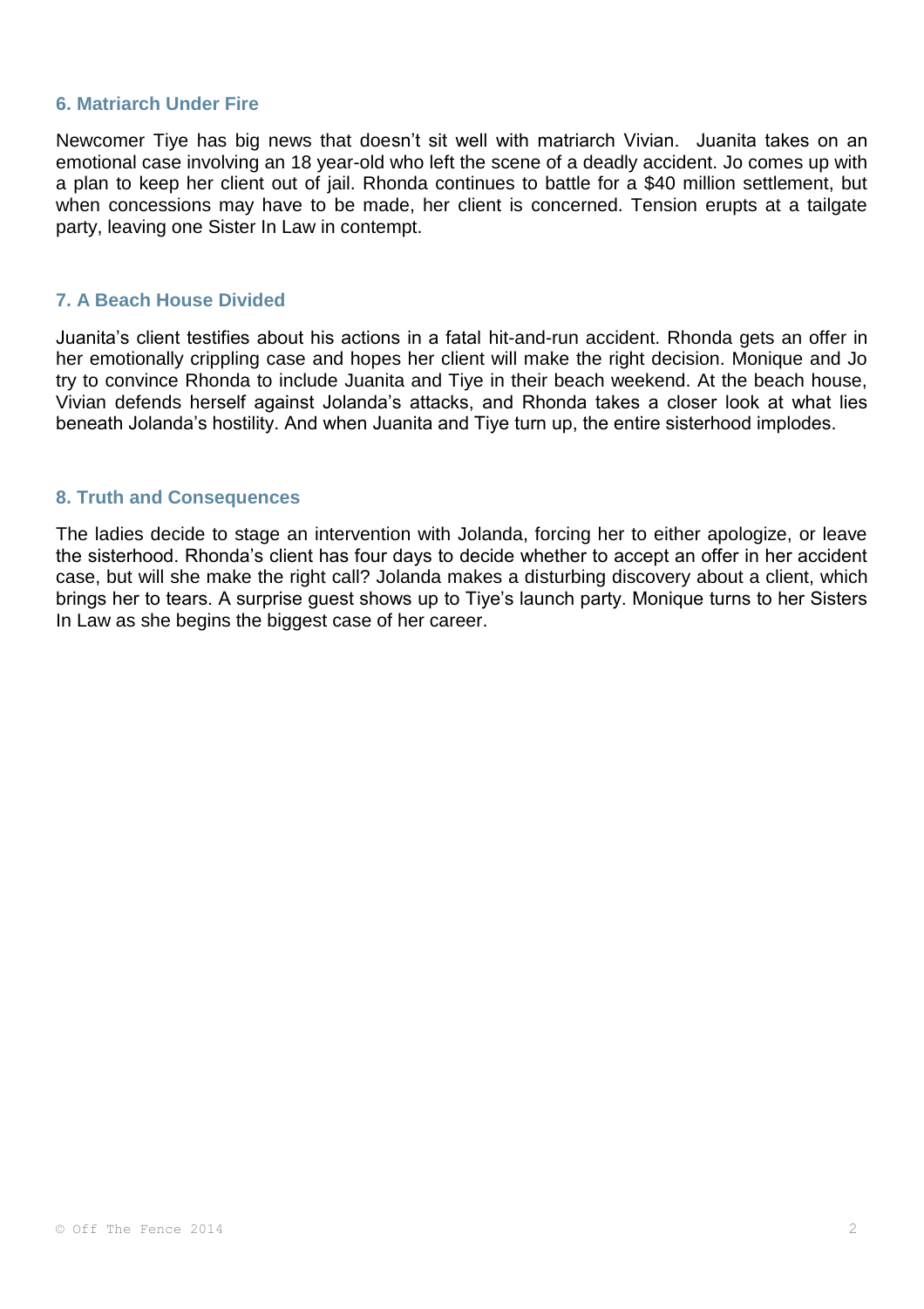### 6. Matriarch Under Fire

Newcomer Tiye has big news that doesn't sit well with matriarch Vivian. Juanita takes on an emotional case involving an 18 year-old who left the scene of a deadly accident. Jo comes up with a plan to keep her client out of jail. Rhonda continues to battle for a $40 million settlement, but when concessions may have to be made, her client is concerned. Tension erupts at a tailgate party, leaving one Sister In Law in contempt.

### 7. A Beach House Divided

Juanita's client testifies about his actions in a fatal hit-and-run accident. Rhonda gets an offer in her emotionally crippling case and hopes her client will make the right decision. Monique and Jo try to convince Rhonda to include Juanita and Tiye in their beach weekend. At the beach house, Vivian defends herself against Jolanda's attacks, and Rhonda takes a closer look at what lies beneath Jolanda's hostility. And when Juanita and Tiye turn up, the entire sisterhood implodes.

### 8. Truth and Consequences

The ladies decide to stage an intervention with Jolanda, forcing her to either apologize, or leave the sisterhood. Rhonda's client has four days to decide whether to accept an offer in her accident case, but will she make the right call? Jolanda makes a disturbing discovery about a client, which brings her to tears. A surprise guest shows up to Tiye's launch party. Monique turns to her Sisters In Law as she begins the biggest case of her career.

© Off The Fence 2014